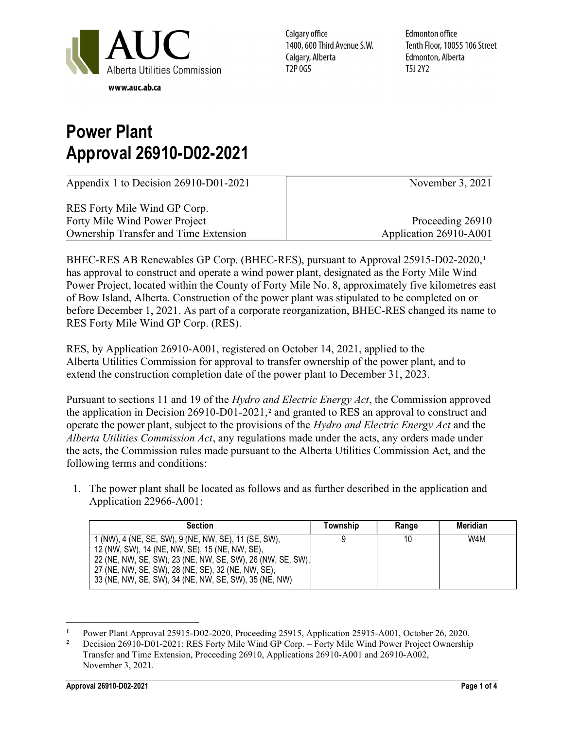AUC Alberta Utilities Commission

www.auc.ab.ca

Calgary office
1400, 600 Third Avenue S.W.
Calgary, Alberta
T2P 0G5

Edmonton office
Tenth Floor, 10055 106 Street
Edmonton, Alberta
T5J 2Y2

# Power Plant Approval 26910-D02-2021

| | |
|---|---|
| Appendix 1 to Decision 26910-D01-2021 | November 3, 2021 |
| RES Forty Mile Wind GP Corp.<br>Forty Mile Wind Power Project<br>Ownership Transfer and Time Extension | Proceeding 26910<br>Application 26910-A001 |

BHEC-RES AB Renewables GP Corp. (BHEC-RES), pursuant to Approval 25915-D02-2020,[1] has approval to construct and operate a wind power plant, designated as the Forty Mile Wind Power Project, located within the County of Forty Mile No. 8, approximately five kilometres east of Bow Island, Alberta. Construction of the power plant was stipulated to be completed on or before December 1, 2021. As part of a corporate reorganization, BHEC-RES changed its name to RES Forty Mile Wind GP Corp. (RES).

RES, by Application 26910-A001, registered on October 14, 2021, applied to the Alberta Utilities Commission for approval to transfer ownership of the power plant, and to extend the construction completion date of the power plant to December 31, 2023.

Pursuant to sections 11 and 19 of the *Hydro and Electric Energy Act*, the Commission approved the application in Decision 26910-D01-2021,[2] and granted to RES an approval to construct and operate the power plant, subject to the provisions of the *Hydro and Electric Energy Act* and the *Alberta Utilities Commission Act*, any regulations made under the acts, any orders made under the acts, the Commission rules made pursuant to the Alberta Utilities Commission Act, and the following terms and conditions:

1. The power plant shall be located as follows and as further described in the application and Application 22966-A001:

| Section | Township | Range | Meridian |
|---|---|---|---|
| 1 (NW), 4 (NE, SE, SW), 9 (NE, NW, SE), 11 (SE, SW), 12 (NW, SW), 14 (NE, NW, SE), 15 (NE, NW, SE), 22 (NE, NW, SE, SW), 23 (NE, NW, SE, SW), 26 (NW, SE, SW), 27 (NE, NW, SE, SW), 28 (NE, SE), 32 (NE, NW, SE), 33 (NE, NW, SE, SW), 34 (NE, NW, SE, SW), 35 (NE, NW) | 9 | 10 | W4M |

[1] Power Plant Approval 25915-D02-2020, Proceeding 25915, Application 25915-A001, October 26, 2020.

[2] Decision 26910-D01-2021: RES Forty Mile Wind GP Corp. – Forty Mile Wind Power Project Ownership Transfer and Time Extension, Proceeding 26910, Applications 26910-A001 and 26910-A002, November 3, 2021.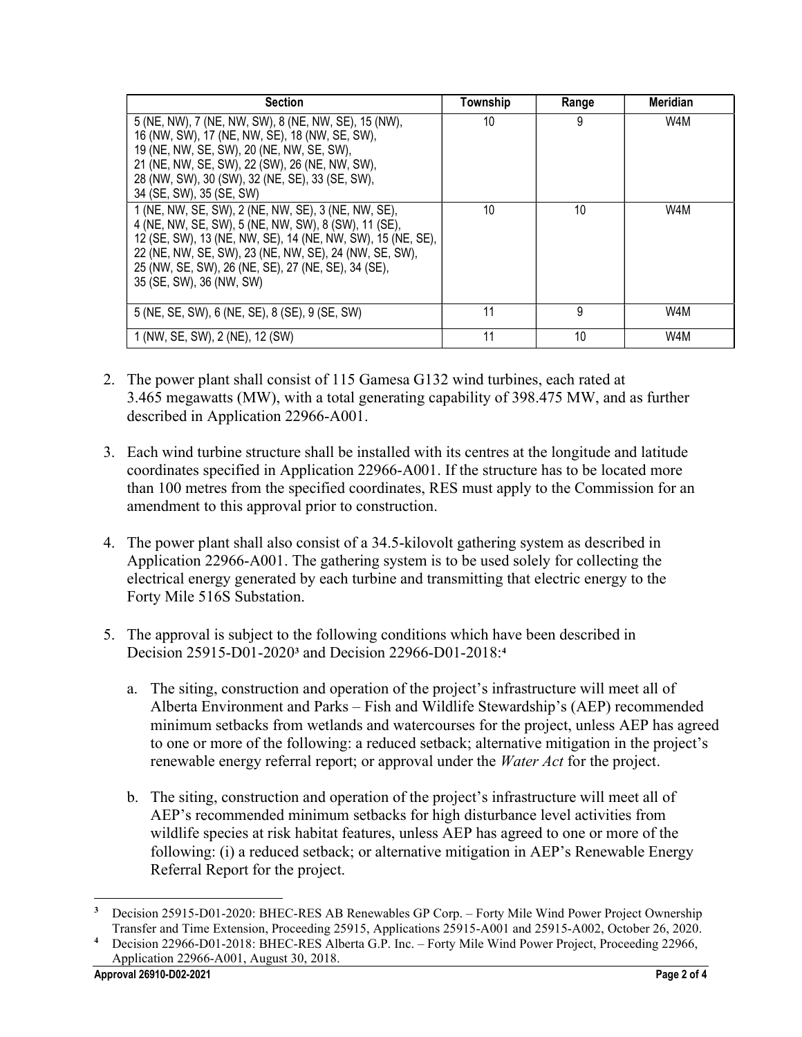| Section | Township | Range | Meridian |
|---|---|---|---|
| 5 (NE, NW), 7 (NE, NW, SW), 8 (NE, NW, SE), 15 (NW), 16 (NW, SW), 17 (NE, NW, SE), 18 (NW, SE, SW), 19 (NE, NW, SE, SW), 20 (NE, NW, SE, SW), 21 (NE, NW, SE, SW), 22 (SW), 26 (NE, NW, SW), 28 (NW, SW), 30 (SW), 32 (NE, SE), 33 (SE, SW), 34 (SE, SW), 35 (SE, SW) | 10 | 9 | W4M |
| 1 (NE, NW, SE, SW), 2 (NE, NW, SE), 3 (NE, NW, SE), 4 (NE, NW, SE, SW), 5 (NE, NW, SW), 8 (SW), 11 (SE), 12 (SE, SW), 13 (NE, NW, SE), 14 (NE, NW, SW), 15 (NE, SE), 22 (NE, NW, SE, SW), 23 (NE, NW, SE), 24 (NW, SE, SW), 25 (NW, SE, SW), 26 (NE, SE), 27 (NE, SE), 34 (SE), 35 (SE, SW), 36 (NW, SW) | 10 | 10 | W4M |
| 5 (NE, SE, SW), 6 (NE, SE), 8 (SE), 9 (SE, SW) | 11 | 9 | W4M |
| 1 (NW, SE, SW), 2 (NE), 12 (SW) | 11 | 10 | W4M |

2. The power plant shall consist of 115 Gamesa G132 wind turbines, each rated at 3.465 megawatts (MW), with a total generating capability of 398.475 MW, and as further described in Application 22966-A001.

3. Each wind turbine structure shall be installed with its centres at the longitude and latitude coordinates specified in Application 22966-A001. If the structure has to be located more than 100 metres from the specified coordinates, RES must apply to the Commission for an amendment to this approval prior to construction.

4. The power plant shall also consist of a 34.5-kilovolt gathering system as described in Application 22966-A001. The gathering system is to be used solely for collecting the electrical energy generated by each turbine and transmitting that electric energy to the Forty Mile 516S Substation.

5. The approval is subject to the following conditions which have been described in Decision 25915-D01-2020[3] and Decision 22966-D01-2018:[4]

   a. The siting, construction and operation of the project's infrastructure will meet all of Alberta Environment and Parks – Fish and Wildlife Stewardship's (AEP) recommended minimum setbacks from wetlands and watercourses for the project, unless AEP has agreed to one or more of the following: a reduced setback; alternative mitigation in the project's renewable energy referral report; or approval under the *Water Act* for the project.

   b. The siting, construction and operation of the project's infrastructure will meet all of AEP's recommended minimum setbacks for high disturbance level activities from wildlife species at risk habitat features, unless AEP has agreed to one or more of the following: (i) a reduced setback; or alternative mitigation in AEP's Renewable Energy Referral Report for the project.

---

[3] Decision 25915-D01-2020: BHEC-RES AB Renewables GP Corp. – Forty Mile Wind Power Project Ownership Transfer and Time Extension, Proceeding 25915, Applications 25915-A001 and 25915-A002, October 26, 2020.

[4] Decision 22966-D01-2018: BHEC-RES Alberta G.P. Inc. – Forty Mile Wind Power Project, Proceeding 22966, Application 22966-A001, August 30, 2018.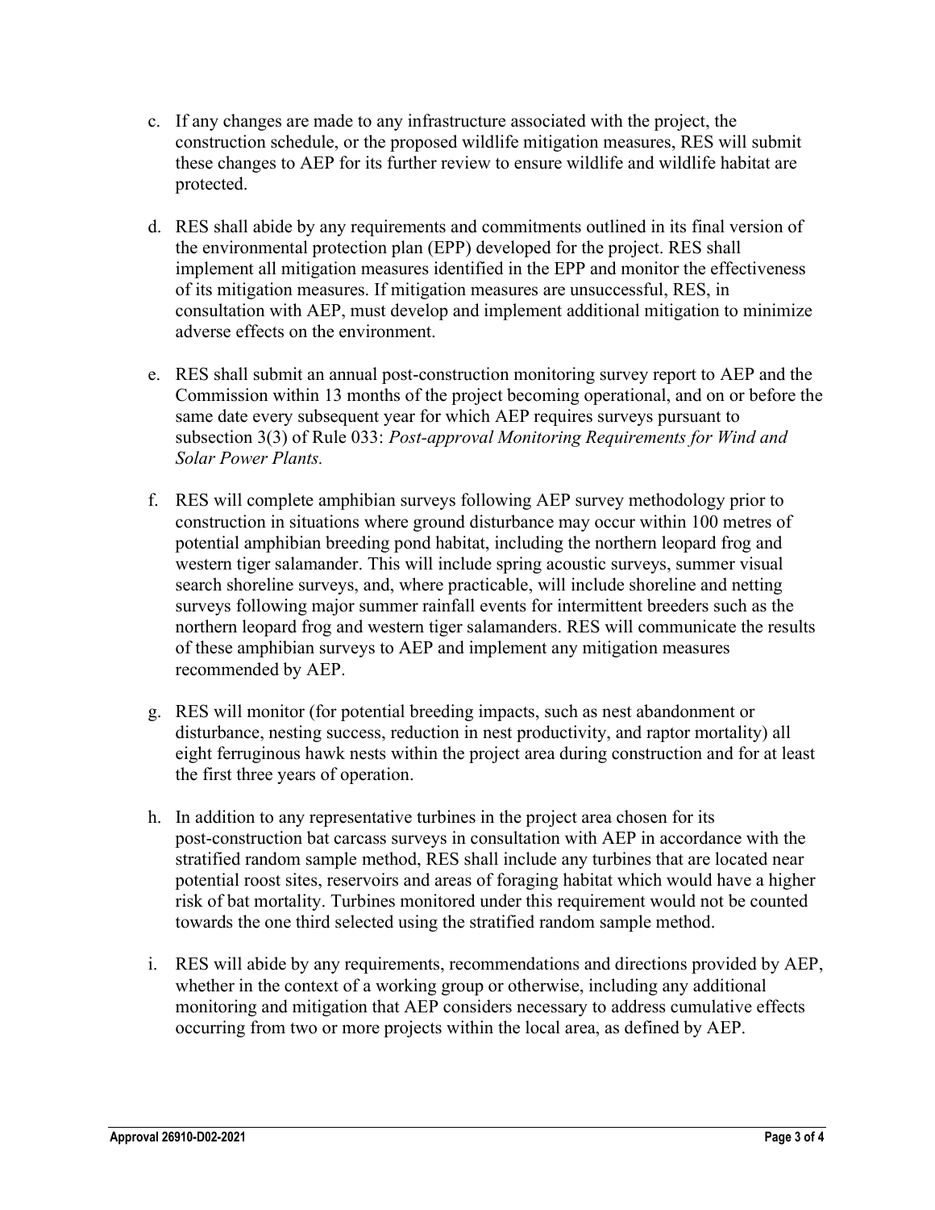c. If any changes are made to any infrastructure associated with the project, the construction schedule, or the proposed wildlife mitigation measures, RES will submit these changes to AEP for its further review to ensure wildlife and wildlife habitat are protected.

d. RES shall abide by any requirements and commitments outlined in its final version of the environmental protection plan (EPP) developed for the project. RES shall implement all mitigation measures identified in the EPP and monitor the effectiveness of its mitigation measures. If mitigation measures are unsuccessful, RES, in consultation with AEP, must develop and implement additional mitigation to minimize adverse effects on the environment.

e. RES shall submit an annual post-construction monitoring survey report to AEP and the Commission within 13 months of the project becoming operational, and on or before the same date every subsequent year for which AEP requires surveys pursuant to subsection 3(3) of Rule 033: *Post-approval Monitoring Requirements for Wind and Solar Power Plants.*

f. RES will complete amphibian surveys following AEP survey methodology prior to construction in situations where ground disturbance may occur within 100 metres of potential amphibian breeding pond habitat, including the northern leopard frog and western tiger salamander. This will include spring acoustic surveys, summer visual search shoreline surveys, and, where practicable, will include shoreline and netting surveys following major summer rainfall events for intermittent breeders such as the northern leopard frog and western tiger salamanders. RES will communicate the results of these amphibian surveys to AEP and implement any mitigation measures recommended by AEP.

g. RES will monitor (for potential breeding impacts, such as nest abandonment or disturbance, nesting success, reduction in nest productivity, and raptor mortality) all eight ferruginous hawk nests within the project area during construction and for at least the first three years of operation.

h. In addition to any representative turbines in the project area chosen for its post-construction bat carcass surveys in consultation with AEP in accordance with the stratified random sample method, RES shall include any turbines that are located near potential roost sites, reservoirs and areas of foraging habitat which would have a higher risk of bat mortality. Turbines monitored under this requirement would not be counted towards the one third selected using the stratified random sample method.

i. RES will abide by any requirements, recommendations and directions provided by AEP, whether in the context of a working group or otherwise, including any additional monitoring and mitigation that AEP considers necessary to address cumulative effects occurring from two or more projects within the local area, as defined by AEP.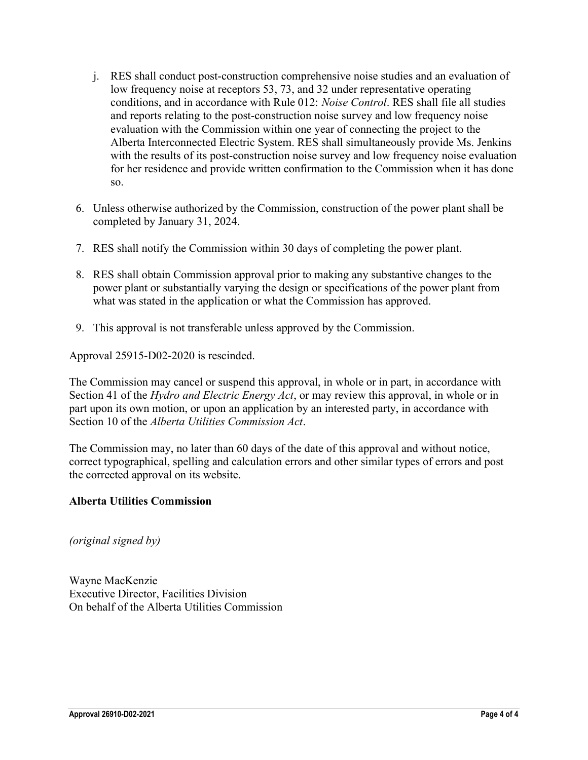j. RES shall conduct post-construction comprehensive noise studies and an evaluation of low frequency noise at receptors 53, 73, and 32 under representative operating conditions, and in accordance with Rule 012: *Noise Control*. RES shall file all studies and reports relating to the post-construction noise survey and low frequency noise evaluation with the Commission within one year of connecting the project to the Alberta Interconnected Electric System. RES shall simultaneously provide Ms. Jenkins with the results of its post-construction noise survey and low frequency noise evaluation for her residence and provide written confirmation to the Commission when it has done so.

6. Unless otherwise authorized by the Commission, construction of the power plant shall be completed by January 31, 2024.

7. RES shall notify the Commission within 30 days of completing the power plant.

8. RES shall obtain Commission approval prior to making any substantive changes to the power plant or substantially varying the design or specifications of the power plant from what was stated in the application or what the Commission has approved.

9. This approval is not transferable unless approved by the Commission.

Approval 25915-D02-2020 is rescinded.

The Commission may cancel or suspend this approval, in whole or in part, in accordance with Section 41 of the *Hydro and Electric Energy Act*, or may review this approval, in whole or in part upon its own motion, or upon an application by an interested party, in accordance with Section 10 of the *Alberta Utilities Commission Act*.

The Commission may, no later than 60 days of the date of this approval and without notice, correct typographical, spelling and calculation errors and other similar types of errors and post the corrected approval on its website.

**Alberta Utilities Commission**

*(original signed by)*

Wayne MacKenzie
Executive Director, Facilities Division
On behalf of the Alberta Utilities Commission